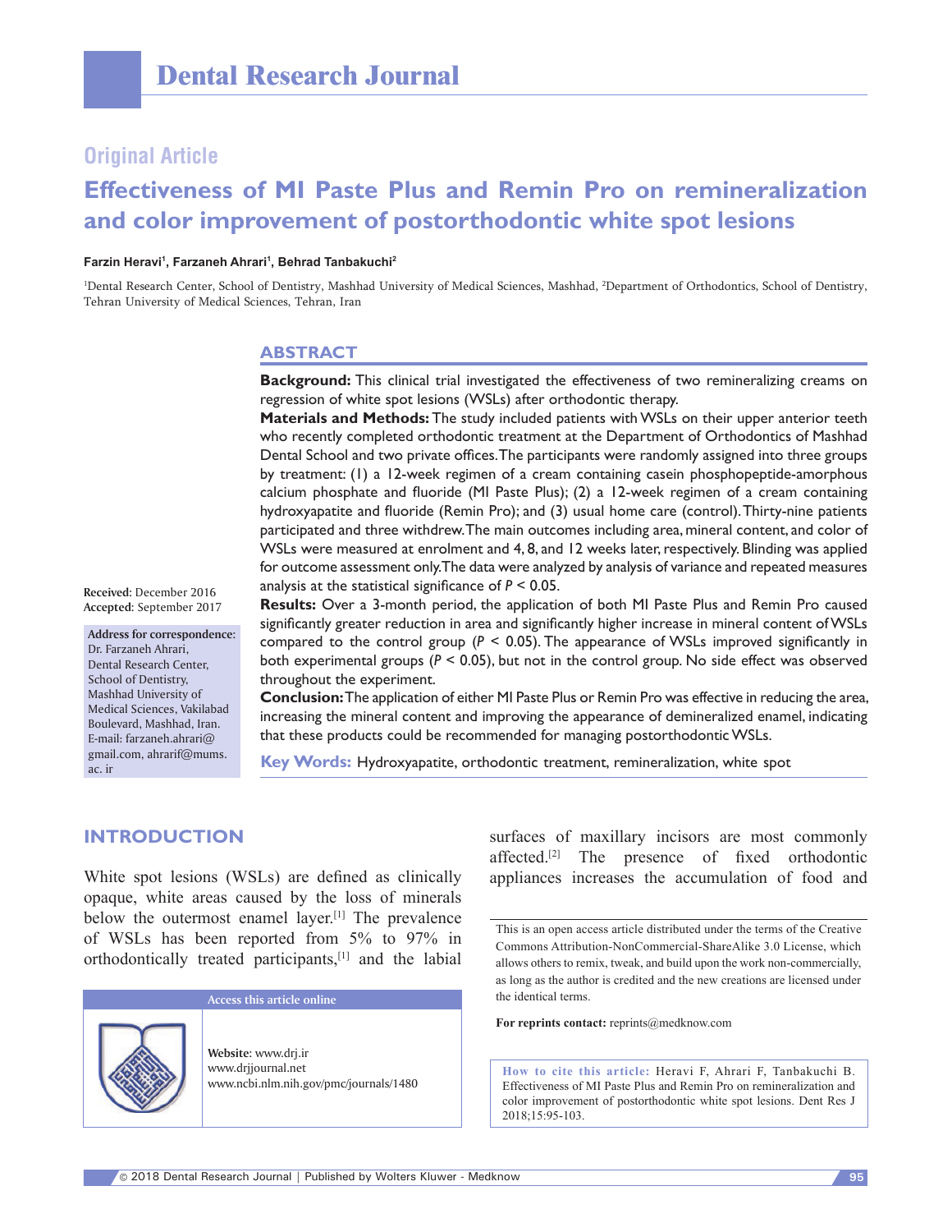# Dental Research Journal

## Original Article

# Effectiveness of MI Paste Plus and Remin Pro on remineralization and color improvement of postorthodontic white spot lesions

**Farzin Heravi[1], Farzaneh Ahrari[1], Behrad Tanbakuchi[2]**

[1]Dental Research Center, School of Dentistry, Mashhad University of Medical Sciences, Mashhad, [2]Department of Orthodontics, School of Dentistry, Tehran University of Medical Sciences, Tehran, Iran

## ABSTRACT

**Background:** This clinical trial investigated the effectiveness of two remineralizing creams on regression of white spot lesions (WSLs) after orthodontic therapy.

**Materials and Methods:** The study included patients with WSLs on their upper anterior teeth who recently completed orthodontic treatment at the Department of Orthodontics of Mashhad Dental School and two private offices. The participants were randomly assigned into three groups by treatment: (1) a 12-week regimen of a cream containing casein phosphopeptide-amorphous calcium phosphate and fluoride (MI Paste Plus); (2) a 12-week regimen of a cream containing hydroxyapatite and fluoride (Remin Pro); and (3) usual home care (control). Thirty-nine patients participated and three withdrew. The main outcomes including area, mineral content, and color of WSLs were measured at enrolment and 4, 8, and 12 weeks later, respectively. Blinding was applied for outcome assessment only. The data were analyzed by analysis of variance and repeated measures analysis at the statistical significance of $P < 0.05$.

**Results:** Over a 3-month period, the application of both MI Paste Plus and Remin Pro caused significantly greater reduction in area and significantly higher increase in mineral content of WSLs compared to the control group ($P < 0.05$). The appearance of WSLs improved significantly in both experimental groups ($P < 0.05$), but not in the control group. No side effect was observed throughout the experiment.

**Conclusion:** The application of either MI Paste Plus or Remin Pro was effective in reducing the area, increasing the mineral content and improving the appearance of demineralized enamel, indicating that these products could be recommended for managing postorthodontic WSLs.

**Key Words:** Hydroxyapatite, orthodontic treatment, remineralization, white spot

**Received**: December 2016
**Accepted**: September 2017

**Address for correspondence:**
Dr. Farzaneh Ahrari, Dental Research Center, School of Dentistry, Mashhad University of Medical Sciences, Vakilabad Boulevard, Mashhad, Iran.
E-mail: farzaneh.ahrari@gmail.com, ahrarif@mums.ac.ir

## INTRODUCTION

White spot lesions (WSLs) are defined as clinically opaque, white areas caused by the loss of minerals below the outermost enamel layer.[1] The prevalence of WSLs has been reported from 5% to 97% in orthodontically treated participants,[1] and the labial surfaces of maxillary incisors are most commonly affected.[2] The presence of fixed orthodontic appliances increases the accumulation of food and

**Access this article online**

Website: www.drj.ir
www.drjjournal.net
www.ncbi.nlm.nih.gov/pmc/journals/1480

This is an open access article distributed under the terms of the Creative Commons Attribution-NonCommercial-ShareAlike 3.0 License, which allows others to remix, tweak, and build upon the work non-commercially, as long as the author is credited and the new creations are licensed under the identical terms.

**For reprints contact:** reprints@medknow.com

**How to cite this article:** Heravi F, Ahrari F, Tanbakuchi B. Effectiveness of MI Paste Plus and Remin Pro on remineralization and color improvement of postorthodontic white spot lesions. Dent Res J 2018;15:95-103.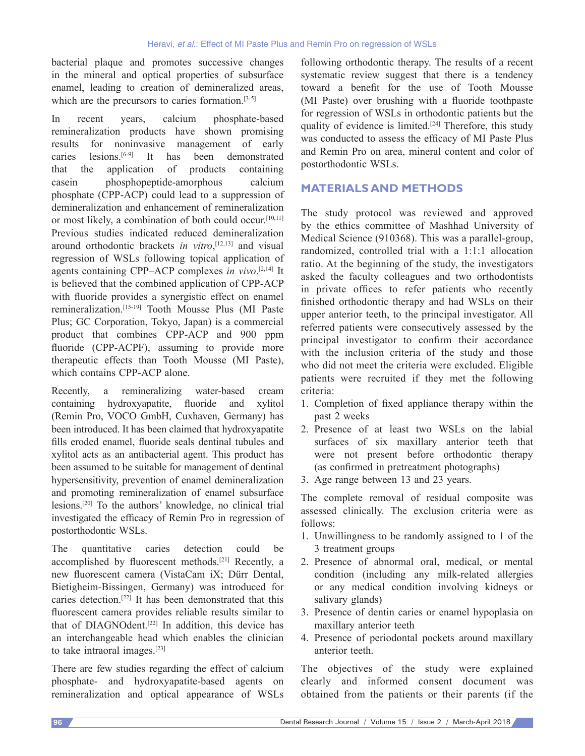bacterial plaque and promotes successive changes in the mineral and optical properties of subsurface enamel, leading to creation of demineralized areas, which are the precursors to caries formation.[3-5]

In recent years, calcium phosphate-based remineralization products have shown promising results for noninvasive management of early caries lesions.[6-9] It has been demonstrated that the application of products containing casein phosphopeptide-amorphous calcium phosphate (CPP-ACP) could lead to a suppression of demineralization and enhancement of remineralization or most likely, a combination of both could occur.[10,11] Previous studies indicated reduced demineralization around orthodontic brackets *in vitro*,[12,13] and visual regression of WSLs following topical application of agents containing CPP–ACP complexes *in vivo*.[2,14] It is believed that the combined application of CPP-ACP with fluoride provides a synergistic effect on enamel remineralization.[15-19] Tooth Mousse Plus (MI Paste Plus; GC Corporation, Tokyo, Japan) is a commercial product that combines CPP-ACP and 900 ppm fluoride (CPP-ACPF), assuming to provide more therapeutic effects than Tooth Mousse (MI Paste), which contains CPP-ACP alone.

Recently, a remineralizing water-based cream containing hydroxyapatite, fluoride and xylitol (Remin Pro, VOCO GmbH, Cuxhaven, Germany) has been introduced. It has been claimed that hydroxyapatite fills eroded enamel, fluoride seals dentinal tubules and xylitol acts as an antibacterial agent. This product has been assumed to be suitable for management of dentinal hypersensitivity, prevention of enamel demineralization and promoting remineralization of enamel subsurface lesions.[20] To the authors' knowledge, no clinical trial investigated the efficacy of Remin Pro in regression of postorthodontic WSLs.

The quantitative caries detection could be accomplished by fluorescent methods.[21] Recently, a new fluorescent camera (VistaCam iX; Dürr Dental, Bietigheim-Bissingen, Germany) was introduced for caries detection.[22] It has been demonstrated that this fluorescent camera provides reliable results similar to that of DIAGNOdent.[22] In addition, this device has an interchangeable head which enables the clinician to take intraoral images.[23]

There are few studies regarding the effect of calcium phosphate- and hydroxyapatite-based agents on remineralization and optical appearance of WSLs following orthodontic therapy. The results of a recent systematic review suggest that there is a tendency toward a benefit for the use of Tooth Mousse (MI Paste) over brushing with a fluoride toothpaste for regression of WSLs in orthodontic patients but the quality of evidence is limited.[24] Therefore, this study was conducted to assess the efficacy of MI Paste Plus and Remin Pro on area, mineral content and color of postorthodontic WSLs.

## MATERIALS AND METHODS

The study protocol was reviewed and approved by the ethics committee of Mashhad University of Medical Science (910368). This was a parallel-group, randomized, controlled trial with a 1:1:1 allocation ratio. At the beginning of the study, the investigators asked the faculty colleagues and two orthodontists in private offices to refer patients who recently finished orthodontic therapy and had WSLs on their upper anterior teeth, to the principal investigator. All referred patients were consecutively assessed by the principal investigator to confirm their accordance with the inclusion criteria of the study and those who did not meet the criteria were excluded. Eligible patients were recruited if they met the following criteria:

1. Completion of fixed appliance therapy within the past 2 weeks
2. Presence of at least two WSLs on the labial surfaces of six maxillary anterior teeth that were not present before orthodontic therapy (as confirmed in pretreatment photographs)
3. Age range between 13 and 23 years.

The complete removal of residual composite was assessed clinically. The exclusion criteria were as follows:

1. Unwillingness to be randomly assigned to 1 of the 3 treatment groups
2. Presence of abnormal oral, medical, or mental condition (including any milk-related allergies or any medical condition involving kidneys or salivary glands)
3. Presence of dentin caries or enamel hypoplasia on maxillary anterior teeth
4. Presence of periodontal pockets around maxillary anterior teeth.

The objectives of the study were explained clearly and informed consent document was obtained from the patients or their parents (if the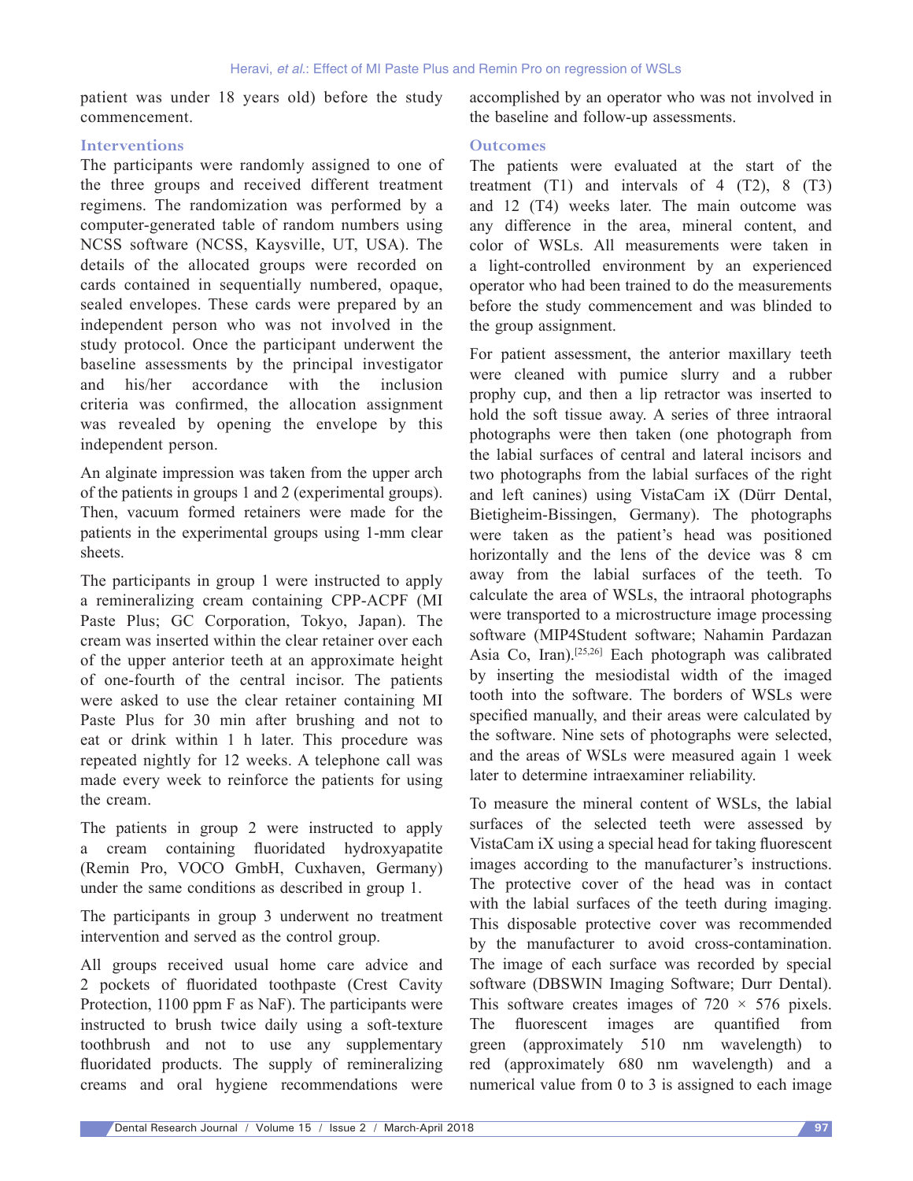patient was under 18 years old) before the study commencement.

### Interventions

The participants were randomly assigned to one of the three groups and received different treatment regimens. The randomization was performed by a computer-generated table of random numbers using NCSS software (NCSS, Kaysville, UT, USA). The details of the allocated groups were recorded on cards contained in sequentially numbered, opaque, sealed envelopes. These cards were prepared by an independent person who was not involved in the study protocol. Once the participant underwent the baseline assessments by the principal investigator and his/her accordance with the inclusion criteria was confirmed, the allocation assignment was revealed by opening the envelope by this independent person.

An alginate impression was taken from the upper arch of the patients in groups 1 and 2 (experimental groups). Then, vacuum formed retainers were made for the patients in the experimental groups using 1-mm clear sheets.

The participants in group 1 were instructed to apply a remineralizing cream containing CPP-ACPF (MI Paste Plus; GC Corporation, Tokyo, Japan). The cream was inserted within the clear retainer over each of the upper anterior teeth at an approximate height of one-fourth of the central incisor. The patients were asked to use the clear retainer containing MI Paste Plus for 30 min after brushing and not to eat or drink within 1 h later. This procedure was repeated nightly for 12 weeks. A telephone call was made every week to reinforce the patients for using the cream.

The patients in group 2 were instructed to apply a cream containing fluoridated hydroxyapatite (Remin Pro, VOCO GmbH, Cuxhaven, Germany) under the same conditions as described in group 1.

The participants in group 3 underwent no treatment intervention and served as the control group.

All groups received usual home care advice and 2 pockets of fluoridated toothpaste (Crest Cavity Protection, 1100 ppm F as NaF). The participants were instructed to brush twice daily using a soft-texture toothbrush and not to use any supplementary fluoridated products. The supply of remineralizing creams and oral hygiene recommendations were accomplished by an operator who was not involved in the baseline and follow-up assessments.

### Outcomes

The patients were evaluated at the start of the treatment (T1) and intervals of 4 (T2), 8 (T3) and 12 (T4) weeks later. The main outcome was any difference in the area, mineral content, and color of WSLs. All measurements were taken in a light-controlled environment by an experienced operator who had been trained to do the measurements before the study commencement and was blinded to the group assignment.

For patient assessment, the anterior maxillary teeth were cleaned with pumice slurry and a rubber prophy cup, and then a lip retractor was inserted to hold the soft tissue away. A series of three intraoral photographs were then taken (one photograph from the labial surfaces of central and lateral incisors and two photographs from the labial surfaces of the right and left canines) using VistaCam iX (Dürr Dental, Bietigheim-Bissingen, Germany). The photographs were taken as the patient's head was positioned horizontally and the lens of the device was 8 cm away from the labial surfaces of the teeth. To calculate the area of WSLs, the intraoral photographs were transported to a microstructure image processing software (MIP4Student software; Nahamin Pardazan Asia Co, Iran).[25,26] Each photograph was calibrated by inserting the mesiodistal width of the imaged tooth into the software. The borders of WSLs were specified manually, and their areas were calculated by the software. Nine sets of photographs were selected, and the areas of WSLs were measured again 1 week later to determine intraexaminer reliability.

To measure the mineral content of WSLs, the labial surfaces of the selected teeth were assessed by VistaCam iX using a special head for taking fluorescent images according to the manufacturer's instructions. The protective cover of the head was in contact with the labial surfaces of the teeth during imaging. This disposable protective cover was recommended by the manufacturer to avoid cross-contamination. The image of each surface was recorded by special software (DBSWIN Imaging Software; Durr Dental). This software creates images of 720 × 576 pixels. The fluorescent images are quantified from green (approximately 510 nm wavelength) to red (approximately 680 nm wavelength) and a numerical value from 0 to 3 is assigned to each image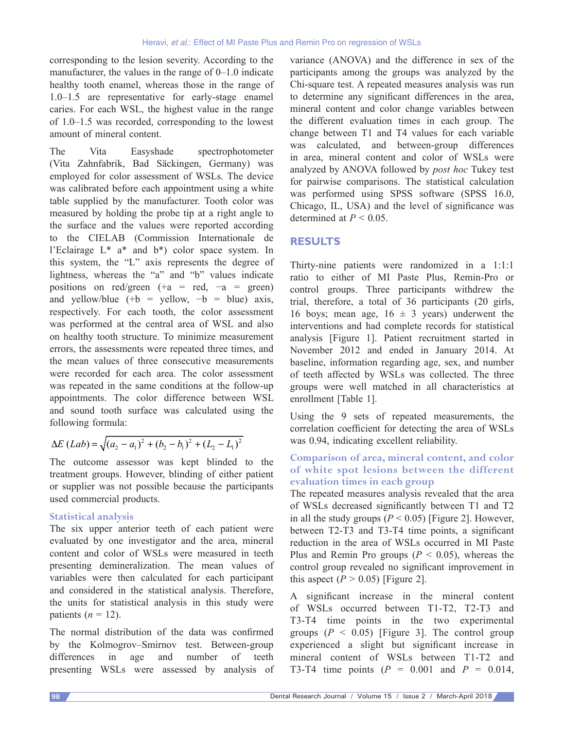corresponding to the lesion severity. According to the manufacturer, the values in the range of 0–1.0 indicate healthy tooth enamel, whereas those in the range of 1.0–1.5 are representative for early-stage enamel caries. For each WSL, the highest value in the range of 1.0–1.5 was recorded, corresponding to the lowest amount of mineral content.

The Vita Easyshade spectrophotometer (Vita Zahnfabrik, Bad Säckingen, Germany) was employed for color assessment of WSLs. The device was calibrated before each appointment using a white table supplied by the manufacturer. Tooth color was measured by holding the probe tip at a right angle to the surface and the values were reported according to the CIELAB (Commission Internationale de l'Eclairage L* a* and b*) color space system. In this system, the "L" axis represents the degree of lightness, whereas the "a" and "b" values indicate positions on red/green (+a = red, −a = green) and yellow/blue (+b = yellow, −b = blue) axis, respectively. For each tooth, the color assessment was performed at the central area of WSL and also on healthy tooth structure. To minimize measurement errors, the assessments were repeated three times, and the mean values of three consecutive measurements were recorded for each area. The color assessment was repeated in the same conditions at the follow-up appointments. The color difference between WSL and sound tooth surface was calculated using the following formula:

$$\Delta E\,(Lab) = \sqrt{(a_2 - a_1)^2 + (b_2 - b_1)^2 + (L_2 - L_1)^2}$$

The outcome assessor was kept blinded to the treatment groups. However, blinding of either patient or supplier was not possible because the participants used commercial products.

### Statistical analysis

The six upper anterior teeth of each patient were evaluated by one investigator and the area, mineral content and color of WSLs were measured in teeth presenting demineralization. The mean values of variables were then calculated for each participant and considered in the statistical analysis. Therefore, the units for statistical analysis in this study were patients ($n = 12$).

The normal distribution of the data was confirmed by the Kolmogrov–Smirnov test. Between-group differences in age and number of teeth presenting WSLs were assessed by analysis of variance (ANOVA) and the difference in sex of the participants among the groups was analyzed by the Chi-square test. A repeated measures analysis was run to determine any significant differences in the area, mineral content and color change variables between the different evaluation times in each group. The change between T1 and T4 values for each variable was calculated, and between-group differences in area, mineral content and color of WSLs were analyzed by ANOVA followed by *post hoc* Tukey test for pairwise comparisons. The statistical calculation was performed using SPSS software (SPSS 16.0, Chicago, IL, USA) and the level of significance was determined at $P < 0.05$.

## RESULTS

Thirty-nine patients were randomized in a 1:1:1 ratio to either of MI Paste Plus, Remin-Pro or control groups. Three participants withdrew the trial, therefore, a total of 36 participants (20 girls, 16 boys; mean age, 16 ± 3 years) underwent the interventions and had complete records for statistical analysis [Figure 1]. Patient recruitment started in November 2012 and ended in January 2014. At baseline, information regarding age, sex, and number of teeth affected by WSLs was collected. The three groups were well matched in all characteristics at enrollment [Table 1].

Using the 9 sets of repeated measurements, the correlation coefficient for detecting the area of WSLs was 0.94, indicating excellent reliability.

### Comparison of area, mineral content, and color of white spot lesions between the different evaluation times in each group

The repeated measures analysis revealed that the area of WSLs decreased significantly between T1 and T2 in all the study groups ($P < 0.05$) [Figure 2]. However, between T2-T3 and T3-T4 time points, a significant reduction in the area of WSLs occurred in MI Paste Plus and Remin Pro groups ($P < 0.05$), whereas the control group revealed no significant improvement in this aspect ($P > 0.05$) [Figure 2].

A significant increase in the mineral content of WSLs occurred between T1-T2, T2-T3 and T3-T4 time points in the two experimental groups ($P < 0.05$) [Figure 3]. The control group experienced a slight but significant increase in mineral content of WSLs between T1-T2 and T3-T4 time points ($P = 0.001$ and $P = 0.014$,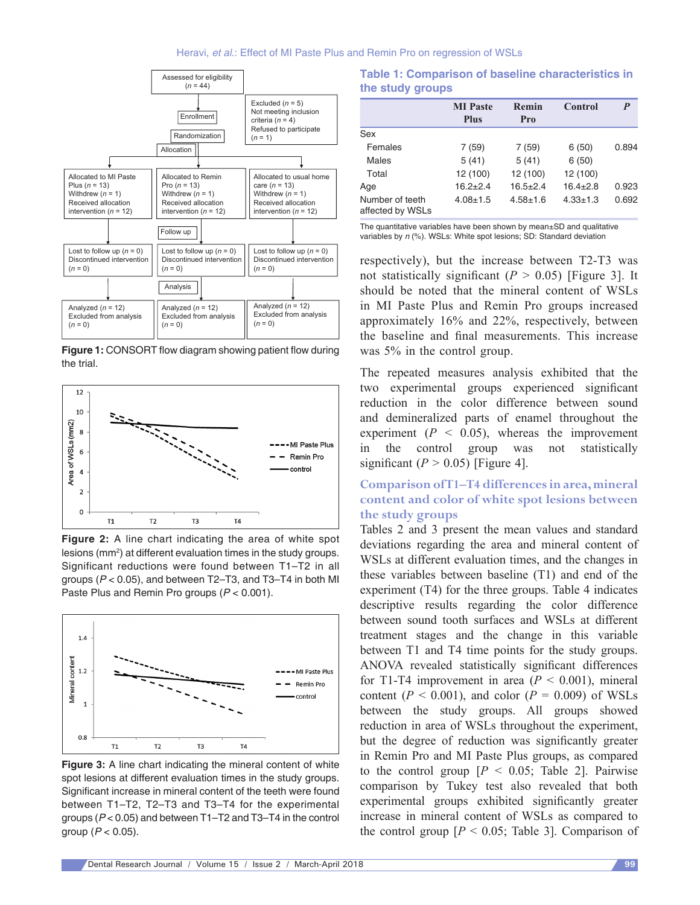Figure 1: CONSORT flow diagram showing patient flow during the trial.

Figure 2: A line chart indicating the area of white spot lesions ($mm^2$) at different evaluation times in the study groups. Significant reductions were found between T1–T2 in all groups ($P < 0.05$), and between T2–T3, and T3–T4 in both MI Paste Plus and Remin Pro groups ($P < 0.001$).

Figure 3: A line chart indicating the mineral content of white spot lesions at different evaluation times in the study groups. Significant increase in mineral content of the teeth were found between T1–T2, T2–T3 and T3–T4 for the experimental groups ($P < 0.05$) and between T1–T2 and T3–T4 in the control group ($P < 0.05$).

**Table 1: Comparison of baseline characteristics in the study groups**

| | MI Paste Plus | Remin Pro | Control | P |
|---|---|---|---|---|
| Sex | | | | |
| Females | 7 (59) | 7 (59) | 6 (50) | 0.894 |
| Males | 5 (41) | 5 (41) | 6 (50) | |
| Total | 12 (100) | 12 (100) | 12 (100) | |
| Age | 16.2±2.4 | 16.5±2.4 | 16.4±2.8 | 0.923 |
| Number of teeth affected by WSLs | 4.08±1.5 | 4.58±1.6 | 4.33±1.3 | 0.692 |

The quantitative variables have been shown by mean±SD and qualitative variables by *n* (%). WSLs: White spot lesions; SD: Standard deviation

respectively), but the increase between T2-T3 was not statistically significant ($P > 0.05$) [Figure 3]. It should be noted that the mineral content of WSLs in MI Paste Plus and Remin Pro groups increased approximately 16% and 22%, respectively, between the baseline and final measurements. This increase was 5% in the control group.

The repeated measures analysis exhibited that the two experimental groups experienced significant reduction in the color difference between sound and demineralized parts of enamel throughout the experiment ($P < 0.05$), whereas the improvement in the control group was not statistically significant ($P > 0.05$) [Figure 4].

## Comparison of T1–T4 differences in area, mineral content and color of white spot lesions between the study groups

Tables 2 and 3 present the mean values and standard deviations regarding the area and mineral content of WSLs at different evaluation times, and the changes in these variables between baseline (T1) and end of the experiment (T4) for the three groups. Table 4 indicates descriptive results regarding the color difference between sound tooth surfaces and WSLs at different treatment stages and the change in this variable between T1 and T4 time points for the study groups. ANOVA revealed statistically significant differences for T1-T4 improvement in area ($P < 0.001$), mineral content ($P < 0.001$), and color ($P = 0.009$) of WSLs between the study groups. All groups showed reduction in area of WSLs throughout the experiment, but the degree of reduction was significantly greater in Remin Pro and MI Paste Plus groups, as compared to the control group [$P < 0.05$; Table 2]. Pairwise comparison by Tukey test also revealed that both experimental groups exhibited significantly greater increase in mineral content of WSLs as compared to the control group [$P < 0.05$; Table 3]. Comparison of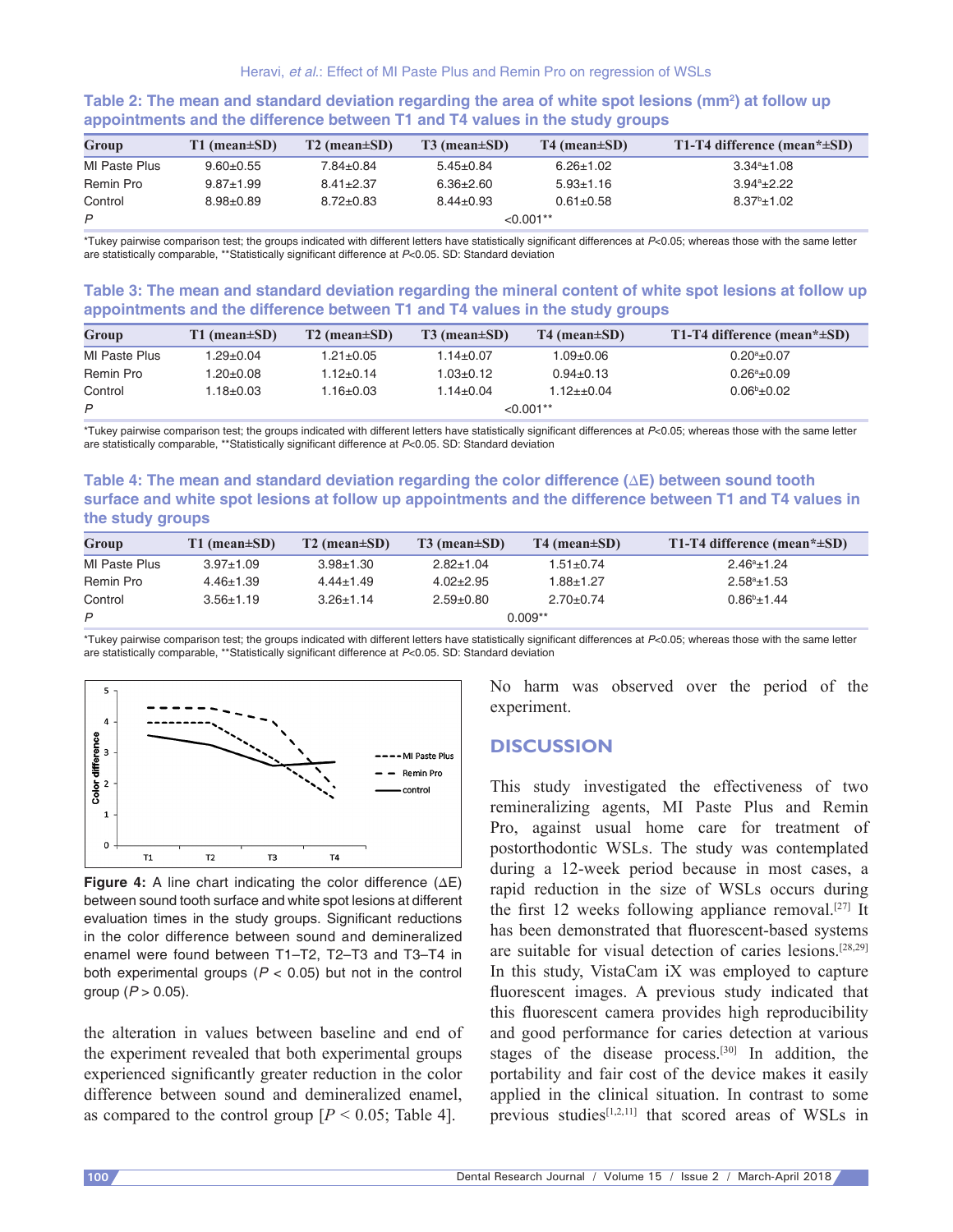**Table 2: The mean and standard deviation regarding the area of white spot lesions (mm²) at follow up appointments and the difference between T1 and T4 values in the study groups**

| Group | T1 (mean±SD) | T2 (mean±SD) | T3 (mean±SD) | T4 (mean±SD) | T1-T4 difference (mean*±SD) |
|---|---|---|---|---|---|
| MI Paste Plus | 9.60±0.55 | 7.84±0.84 | 5.45±0.84 | 6.26±1.02 | 3.34[a]±1.08 |
| Remin Pro | 9.87±1.99 | 8.41±2.37 | 6.36±2.60 | 5.93±1.16 | 3.94[a]±2.22 |
| Control | 8.98±0.89 | 8.72±0.83 | 8.44±0.93 | 0.61±0.58 | 8.37[b]±1.02 |
| *P* | | | <0.001** | | |

*Tukey pairwise comparison test; the groups indicated with different letters have statistically significant differences at *P*<0.05; whereas those with the same letter are statistically comparable, **Statistically significant difference at *P*<0.05. SD: Standard deviation

**Table 3: The mean and standard deviation regarding the mineral content of white spot lesions at follow up appointments and the difference between T1 and T4 values in the study groups**

| Group | T1 (mean±SD) | T2 (mean±SD) | T3 (mean±SD) | T4 (mean±SD) | T1-T4 difference (mean*±SD) |
|---|---|---|---|---|---|
| MI Paste Plus | 1.29±0.04 | 1.21±0.05 | 1.14±0.07 | 1.09±0.06 | 0.20[a]±0.07 |
| Remin Pro | 1.20±0.08 | 1.12±0.14 | 1.03±0.12 | 0.94±0.13 | 0.26[a]±0.09 |
| Control | 1.18±0.03 | 1.16±0.03 | 1.14±0.04 | 1.12±±0.04 | 0.06[b]±0.02 |
| *P* | | | <0.001** | | |

*Tukey pairwise comparison test; the groups indicated with different letters have statistically significant differences at *P*<0.05; whereas those with the same letter are statistically comparable, **Statistically significant difference at *P*<0.05. SD: Standard deviation

**Table 4: The mean and standard deviation regarding the color difference (ΔE) between sound tooth surface and white spot lesions at follow up appointments and the difference between T1 and T4 values in the study groups**

| Group | T1 (mean±SD) | T2 (mean±SD) | T3 (mean±SD) | T4 (mean±SD) | T1-T4 difference (mean*±SD) |
|---|---|---|---|---|---|
| MI Paste Plus | 3.97±1.09 | 3.98±1.30 | 2.82±1.04 | 1.51±0.74 | 2.46[a]±1.24 |
| Remin Pro | 4.46±1.39 | 4.44±1.49 | 4.02±2.95 | 1.88±1.27 | 2.58[a]±1.53 |
| Control | 3.56±1.19 | 3.26±1.14 | 2.59±0.80 | 2.70±0.74 | 0.86[b]±1.44 |
| *P* | | | 0.009** | | |

*Tukey pairwise comparison test; the groups indicated with different letters have statistically significant differences at *P*<0.05; whereas those with the same letter are statistically comparable, **Statistically significant difference at *P*<0.05. SD: Standard deviation

**Figure 4:** A line chart indicating the color difference (ΔE) between sound tooth surface and white spot lesions at different evaluation times in the study groups. Significant reductions in the color difference between sound and demineralized enamel were found between T1–T2, T2–T3 and T3–T4 in both experimental groups ($P < 0.05$) but not in the control group ($P > 0.05$).

the alteration in values between baseline and end of the experiment revealed that both experimental groups experienced significantly greater reduction in the color difference between sound and demineralized enamel, as compared to the control group [$P < 0.05$; Table 4].

No harm was observed over the period of the experiment.

## DISCUSSION

This study investigated the effectiveness of two remineralizing agents, MI Paste Plus and Remin Pro, against usual home care for treatment of postorthodontic WSLs. The study was contemplated during a 12-week period because in most cases, a rapid reduction in the size of WSLs occurs during the first 12 weeks following appliance removal.[27] It has been demonstrated that fluorescent-based systems are suitable for visual detection of caries lesions.[28,29] In this study, VistaCam iX was employed to capture fluorescent images. A previous study indicated that this fluorescent camera provides high reproducibility and good performance for caries detection at various stages of the disease process.[30] In addition, the portability and fair cost of the device makes it easily applied in the clinical situation. In contrast to some previous studies[1,2,11] that scored areas of WSLs in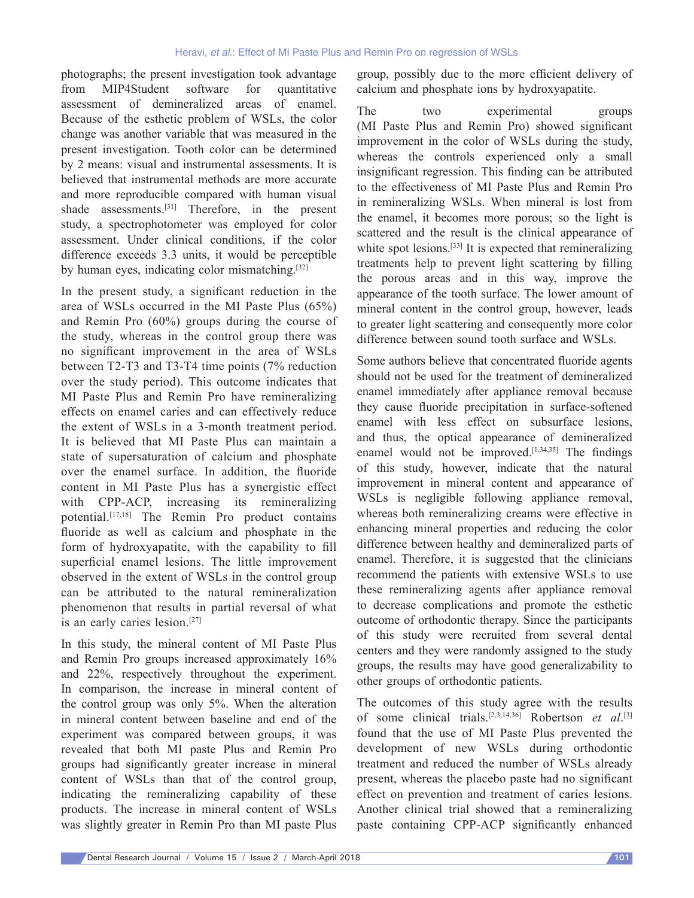photographs; the present investigation took advantage from MIP4Student software for quantitative assessment of demineralized areas of enamel. Because of the esthetic problem of WSLs, the color change was another variable that was measured in the present investigation. Tooth color can be determined by 2 means: visual and instrumental assessments. It is believed that instrumental methods are more accurate and more reproducible compared with human visual shade assessments.[31] Therefore, in the present study, a spectrophotometer was employed for color assessment. Under clinical conditions, if the color difference exceeds 3.3 units, it would be perceptible by human eyes, indicating color mismatching.[32]

In the present study, a significant reduction in the area of WSLs occurred in the MI Paste Plus (65%) and Remin Pro (60%) groups during the course of the study, whereas in the control group there was no significant improvement in the area of WSLs between T2-T3 and T3-T4 time points (7% reduction over the study period). This outcome indicates that MI Paste Plus and Remin Pro have remineralizing effects on enamel caries and can effectively reduce the extent of WSLs in a 3-month treatment period. It is believed that MI Paste Plus can maintain a state of supersaturation of calcium and phosphate over the enamel surface. In addition, the fluoride content in MI Paste Plus has a synergistic effect with CPP-ACP, increasing its remineralizing potential.[17,18] The Remin Pro product contains fluoride as well as calcium and phosphate in the form of hydroxyapatite, with the capability to fill superficial enamel lesions. The little improvement observed in the extent of WSLs in the control group can be attributed to the natural remineralization phenomenon that results in partial reversal of what is an early caries lesion.[27]

In this study, the mineral content of MI Paste Plus and Remin Pro groups increased approximately 16% and 22%, respectively throughout the experiment. In comparison, the increase in mineral content of the control group was only 5%. When the alteration in mineral content between baseline and end of the experiment was compared between groups, it was revealed that both MI paste Plus and Remin Pro groups had significantly greater increase in mineral content of WSLs than that of the control group, indicating the remineralizing capability of these products. The increase in mineral content of WSLs was slightly greater in Remin Pro than MI paste Plus group, possibly due to the more efficient delivery of calcium and phosphate ions by hydroxyapatite.

The two experimental groups (MI Paste Plus and Remin Pro) showed significant improvement in the color of WSLs during the study, whereas the controls experienced only a small insignificant regression. This finding can be attributed to the effectiveness of MI Paste Plus and Remin Pro in remineralizing WSLs. When mineral is lost from the enamel, it becomes more porous; so the light is scattered and the result is the clinical appearance of white spot lesions.[33] It is expected that remineralizing treatments help to prevent light scattering by filling the porous areas and in this way, improve the appearance of the tooth surface. The lower amount of mineral content in the control group, however, leads to greater light scattering and consequently more color difference between sound tooth surface and WSLs.

Some authors believe that concentrated fluoride agents should not be used for the treatment of demineralized enamel immediately after appliance removal because they cause fluoride precipitation in surface-softened enamel with less effect on subsurface lesions, and thus, the optical appearance of demineralized enamel would not be improved.[1,34,35] The findings of this study, however, indicate that the natural improvement in mineral content and appearance of WSLs is negligible following appliance removal, whereas both remineralizing creams were effective in enhancing mineral properties and reducing the color difference between healthy and demineralized parts of enamel. Therefore, it is suggested that the clinicians recommend the patients with extensive WSLs to use these remineralizing agents after appliance removal to decrease complications and promote the esthetic outcome of orthodontic therapy. Since the participants of this study were recruited from several dental centers and they were randomly assigned to the study groups, the results may have good generalizability to other groups of orthodontic patients.

The outcomes of this study agree with the results of some clinical trials.[2,3,14,36] Robertson *et al*.[3] found that the use of MI Paste Plus prevented the development of new WSLs during orthodontic treatment and reduced the number of WSLs already present, whereas the placebo paste had no significant effect on prevention and treatment of caries lesions. Another clinical trial showed that a remineralizing paste containing CPP-ACP significantly enhanced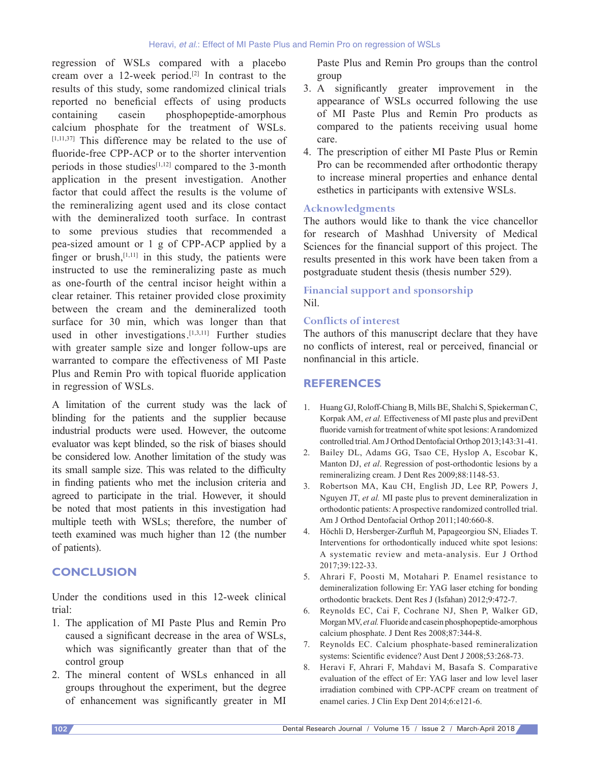regression of WSLs compared with a placebo cream over a 12-week period.[2] In contrast to the results of this study, some randomized clinical trials reported no beneficial effects of using products containing casein phosphopeptide-amorphous calcium phosphate for the treatment of WSLs.[1,11,37] This difference may be related to the use of fluoride-free CPP-ACP or to the shorter intervention periods in those studies[1,12] compared to the 3-month application in the present investigation. Another factor that could affect the results is the volume of the remineralizing agent used and its close contact with the demineralized tooth surface. In contrast to some previous studies that recommended a pea-sized amount or 1 g of CPP-ACP applied by a finger or brush,[1,11] in this study, the patients were instructed to use the remineralizing paste as much as one-fourth of the central incisor height within a clear retainer. This retainer provided close proximity between the cream and the demineralized tooth surface for 30 min, which was longer than that used in other investigations.[1,3,11] Further studies with greater sample size and longer follow-ups are warranted to compare the effectiveness of MI Paste Plus and Remin Pro with topical fluoride application in regression of WSLs.

A limitation of the current study was the lack of blinding for the patients and the supplier because industrial products were used. However, the outcome evaluator was kept blinded, so the risk of biases should be considered low. Another limitation of the study was its small sample size. This was related to the difficulty in finding patients who met the inclusion criteria and agreed to participate in the trial. However, it should be noted that most patients in this investigation had multiple teeth with WSLs; therefore, the number of teeth examined was much higher than 12 (the number of patients).

## CONCLUSION

Under the conditions used in this 12-week clinical trial:

1. The application of MI Paste Plus and Remin Pro caused a significant decrease in the area of WSLs, which was significantly greater than that of the control group
2. The mineral content of WSLs enhanced in all groups throughout the experiment, but the degree of enhancement was significantly greater in MI Paste Plus and Remin Pro groups than the control group
3. A significantly greater improvement in the appearance of WSLs occurred following the use of MI Paste Plus and Remin Pro products as compared to the patients receiving usual home care.
4. The prescription of either MI Paste Plus or Remin Pro can be recommended after orthodontic therapy to increase mineral properties and enhance dental esthetics in participants with extensive WSLs.

### Acknowledgments

The authors would like to thank the vice chancellor for research of Mashhad University of Medical Sciences for the financial support of this project. The results presented in this work have been taken from a postgraduate student thesis (thesis number 529).

### Financial support and sponsorship

Nil.

### Conflicts of interest

The authors of this manuscript declare that they have no conflicts of interest, real or perceived, financial or nonfinancial in this article.

## REFERENCES

1. Huang GJ, Roloff-Chiang B, Mills BE, Shalchi S, Spiekerman C, Korpak AM, *et al.* Effectiveness of MI paste plus and previDent fluoride varnish for treatment of white spot lesions: A randomized controlled trial. Am J Orthod Dentofacial Orthop 2013;143:31-41.
2. Bailey DL, Adams GG, Tsao CE, Hyslop A, Escobar K, Manton DJ, *et al*. Regression of post-orthodontic lesions by a remineralizing cream. J Dent Res 2009;88:1148-53.
3. Robertson MA, Kau CH, English JD, Lee RP, Powers J, Nguyen JT, *et al.* MI paste plus to prevent demineralization in orthodontic patients: A prospective randomized controlled trial. Am J Orthod Dentofacial Orthop 2011;140:660-8.
4. Höchli D, Hersberger-Zurfluh M, Papageorgiou SN, Eliades T. Interventions for orthodontically induced white spot lesions: A systematic review and meta-analysis. Eur J Orthod 2017;39:122-33.
5. Ahrari F, Poosti M, Motahari P. Enamel resistance to demineralization following Er: YAG laser etching for bonding orthodontic brackets. Dent Res J (Isfahan) 2012;9:472-7.
6. Reynolds EC, Cai F, Cochrane NJ, Shen P, Walker GD, Morgan MV, *et al.* Fluoride and casein phosphopeptide-amorphous calcium phosphate. J Dent Res 2008;87:344-8.
7. Reynolds EC. Calcium phosphate-based remineralization systems: Scientific evidence? Aust Dent J 2008;53:268-73.
8. Heravi F, Ahrari F, Mahdavi M, Basafa S. Comparative evaluation of the effect of Er: YAG laser and low level laser irradiation combined with CPP-ACPF cream on treatment of enamel caries. J Clin Exp Dent 2014;6:e121-6.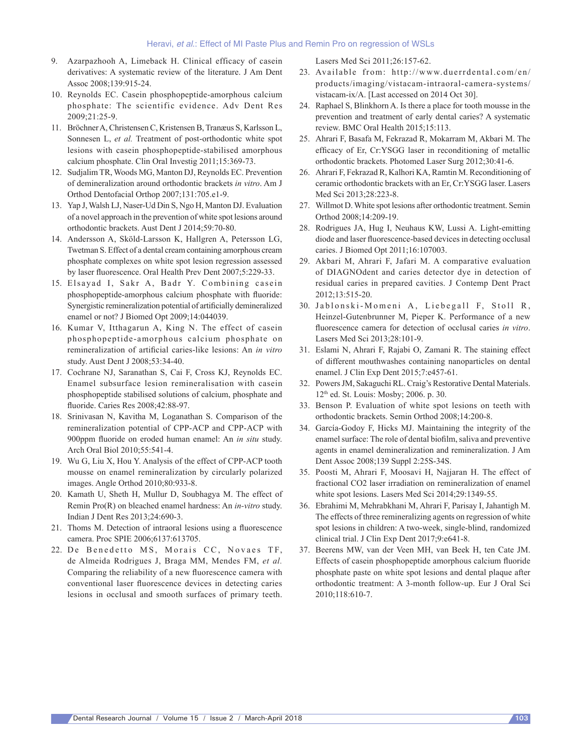9. Azarpazhooh A, Limeback H. Clinical efficacy of casein derivatives: A systematic review of the literature. J Am Dent Assoc 2008;139:915-24.
10. Reynolds EC. Casein phosphopeptide-amorphous calcium phosphate: The scientific evidence. Adv Dent Res 2009;21:25-9.
11. Bröchner A, Christensen C, Kristensen B, Tranæus S, Karlsson L, Sonnesen L, *et al.* Treatment of post-orthodontic white spot lesions with casein phosphopeptide-stabilised amorphous calcium phosphate. Clin Oral Investig 2011;15:369-73.
12. Sudjalim TR, Woods MG, Manton DJ, Reynolds EC. Prevention of demineralization around orthodontic brackets *in vitro*. Am J Orthod Dentofacial Orthop 2007;131:705.e1-9.
13. Yap J, Walsh LJ, Naser-Ud Din S, Ngo H, Manton DJ. Evaluation of a novel approach in the prevention of white spot lesions around orthodontic brackets. Aust Dent J 2014;59:70-80.
14. Andersson A, Sköld-Larsson K, Hallgren A, Petersson LG, Twetman S. Effect of a dental cream containing amorphous cream phosphate complexes on white spot lesion regression assessed by laser fluorescence. Oral Health Prev Dent 2007;5:229-33.
15. Elsayad I, Sakr A, Badr Y. Combining casein phosphopeptide-amorphous calcium phosphate with fluoride: Synergistic remineralization potential of artificially demineralized enamel or not? J Biomed Opt 2009;14:044039.
16. Kumar V, Itthagarun A, King N. The effect of casein phosphopeptide-amorphous calcium phosphate on remineralization of artificial caries-like lesions: An *in vitro* study. Aust Dent J 2008;53:34-40.
17. Cochrane NJ, Saranathan S, Cai F, Cross KJ, Reynolds EC. Enamel subsurface lesion remineralisation with casein phosphopeptide stabilised solutions of calcium, phosphate and fluoride. Caries Res 2008;42:88-97.
18. Srinivasan N, Kavitha M, Loganathan S. Comparison of the remineralization potential of CPP-ACP and CPP-ACP with 900ppm fluoride on eroded human enamel: An *in situ* study. Arch Oral Biol 2010;55:541-4.
19. Wu G, Liu X, Hou Y. Analysis of the effect of CPP-ACP tooth mousse on enamel remineralization by circularly polarized images. Angle Orthod 2010;80:933-8.
20. Kamath U, Sheth H, Mullur D, Soubhagya M. The effect of Remin Pro(R) on bleached enamel hardness: An *in-vitro* study. Indian J Dent Res 2013;24:690-3.
21. Thoms M. Detection of intraoral lesions using a fluorescence camera. Proc SPIE 2006;6137:613705.
22. De Benedetto MS, Morais CC, Novaes TF, de Almeida Rodrigues J, Braga MM, Mendes FM, *et al.* Comparing the reliability of a new fluorescence camera with conventional laser fluorescence devices in detecting caries lesions in occlusal and smooth surfaces of primary teeth. Lasers Med Sci 2011;26:157-62.
23. Available from: http://www.duerrdental.com/en/products/imaging/vistacam-intraoral-camera-systems/vistacam-ix/A. [Last accessed on 2014 Oct 30].
24. Raphael S, Blinkhorn A. Is there a place for tooth mousse in the prevention and treatment of early dental caries? A systematic review. BMC Oral Health 2015;15:113.
25. Ahrari F, Basafa M, Fekrazad R, Mokarram M, Akbari M. The efficacy of Er, Cr:YSGG laser in reconditioning of metallic orthodontic brackets. Photomed Laser Surg 2012;30:41-6.
26. Ahrari F, Fekrazad R, Kalhori KA, Ramtin M. Reconditioning of ceramic orthodontic brackets with an Er, Cr:YSGG laser. Lasers Med Sci 2013;28:223-8.
27. Willmot D. White spot lesions after orthodontic treatment. Semin Orthod 2008;14:209-19.
28. Rodrigues JA, Hug I, Neuhaus KW, Lussi A. Light-emitting diode and laser fluorescence-based devices in detecting occlusal caries. J Biomed Opt 2011;16:107003.
29. Akbari M, Ahrari F, Jafari M. A comparative evaluation of DIAGNOdent and caries detector dye in detection of residual caries in prepared cavities. J Contemp Dent Pract 2012;13:515-20.
30. Jablonski-Momeni A, Liebegall F, Stoll R, Heinzel-Gutenbrunner M, Pieper K. Performance of a new fluorescence camera for detection of occlusal caries *in vitro*. Lasers Med Sci 2013;28:101-9.
31. Eslami N, Ahrari F, Rajabi O, Zamani R. The staining effect of different mouthwashes containing nanoparticles on dental enamel. J Clin Exp Dent 2015;7:e457-61.
32. Powers JM, Sakaguchi RL. Craig's Restorative Dental Materials. 12th ed. St. Louis: Mosby; 2006. p. 30.
33. Benson P. Evaluation of white spot lesions on teeth with orthodontic brackets. Semin Orthod 2008;14:200-8.
34. García-Godoy F, Hicks MJ. Maintaining the integrity of the enamel surface: The role of dental biofilm, saliva and preventive agents in enamel demineralization and remineralization. J Am Dent Assoc 2008;139 Suppl 2:25S-34S.
35. Poosti M, Ahrari F, Moosavi H, Najjaran H. The effect of fractional CO2 laser irradiation on remineralization of enamel white spot lesions. Lasers Med Sci 2014;29:1349-55.
36. Ebrahimi M, Mehrabkhani M, Ahrari F, Parisay I, Jahantigh M. The effects of three remineralizing agents on regression of white spot lesions in children: A two-week, single-blind, randomized clinical trial. J Clin Exp Dent 2017;9:e641-8.
37. Beerens MW, van der Veen MH, van Beek H, ten Cate JM. Effects of casein phosphopeptide amorphous calcium fluoride phosphate paste on white spot lesions and dental plaque after orthodontic treatment: A 3-month follow-up. Eur J Oral Sci 2010;118:610-7.